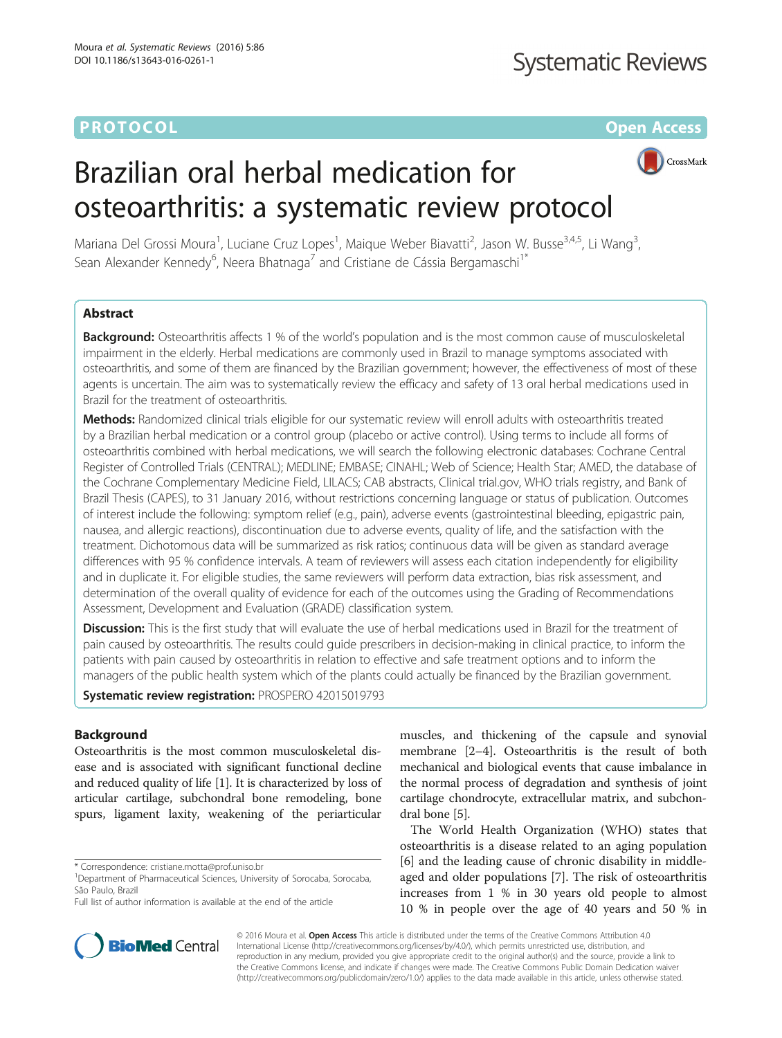PROTOCOL

Open Access

# Brazilian oral herbal medication for osteoarthritis: a systematic review protocol

Mariana Del Grossi Moura[1], Luciane Cruz Lopes[1], Maique Weber Biavatti[2], Jason W. Busse[3,4,5], Li Wang[3], Sean Alexander Kennedy[6], Neera Bhatnaga[7] and Cristiane de Cássia Bergamaschi[1*]

## Abstract

**Background:** Osteoarthritis affects 1 % of the world's population and is the most common cause of musculoskeletal impairment in the elderly. Herbal medications are commonly used in Brazil to manage symptoms associated with osteoarthritis, and some of them are financed by the Brazilian government; however, the effectiveness of most of these agents is uncertain. The aim was to systematically review the efficacy and safety of 13 oral herbal medications used in Brazil for the treatment of osteoarthritis.

**Methods:** Randomized clinical trials eligible for our systematic review will enroll adults with osteoarthritis treated by a Brazilian herbal medication or a control group (placebo or active control). Using terms to include all forms of osteoarthritis combined with herbal medications, we will search the following electronic databases: Cochrane Central Register of Controlled Trials (CENTRAL); MEDLINE; EMBASE; CINAHL; Web of Science; Health Star; AMED, the database of the Cochrane Complementary Medicine Field, LILACS; CAB abstracts, Clinical trial.gov, WHO trials registry, and Bank of Brazil Thesis (CAPES), to 31 January 2016, without restrictions concerning language or status of publication. Outcomes of interest include the following: symptom relief (e.g., pain), adverse events (gastrointestinal bleeding, epigastric pain, nausea, and allergic reactions), discontinuation due to adverse events, quality of life, and the satisfaction with the treatment. Dichotomous data will be summarized as risk ratios; continuous data will be given as standard average differences with 95 % confidence intervals. A team of reviewers will assess each citation independently for eligibility and in duplicate it. For eligible studies, the same reviewers will perform data extraction, bias risk assessment, and determination of the overall quality of evidence for each of the outcomes using the Grading of Recommendations Assessment, Development and Evaluation (GRADE) classification system.

**Discussion:** This is the first study that will evaluate the use of herbal medications used in Brazil for the treatment of pain caused by osteoarthritis. The results could guide prescribers in decision-making in clinical practice, to inform the patients with pain caused by osteoarthritis in relation to effective and safe treatment options and to inform the managers of the public health system which of the plants could actually be financed by the Brazilian government.

**Systematic review registration:** PROSPERO 42015019793

## Background

Osteoarthritis is the most common musculoskeletal disease and is associated with significant functional decline and reduced quality of life [1]. It is characterized by loss of articular cartilage, subchondral bone remodeling, bone spurs, ligament laxity, weakening of the periarticular muscles, and thickening of the capsule and synovial membrane [2–4]. Osteoarthritis is the result of both mechanical and biological events that cause imbalance in the normal process of degradation and synthesis of joint cartilage chondrocyte, extracellular matrix, and subchondral bone [5].

The World Health Organization (WHO) states that osteoarthritis is a disease related to an aging population [6] and the leading cause of chronic disability in middle-aged and older populations [7]. The risk of osteoarthritis increases from 1 % in 30 years old people to almost 10 % in people over the age of 40 years and 50 % in

\* Correspondence: cristiane.motta@prof.uniso.br
[1]Department of Pharmaceutical Sciences, University of Sorocaba, Sorocaba, São Paulo, Brazil
Full list of author information is available at the end of the article

© 2016 Moura et al. **Open Access** This article is distributed under the terms of the Creative Commons Attribution 4.0 International License (http://creativecommons.org/licenses/by/4.0/), which permits unrestricted use, distribution, and reproduction in any medium, provided you give appropriate credit to the original author(s) and the source, provide a link to the Creative Commons license, and indicate if changes were made. The Creative Commons Public Domain Dedication waiver (http://creativecommons.org/publicdomain/zero/1.0/) applies to the data made available in this article, unless otherwise stated.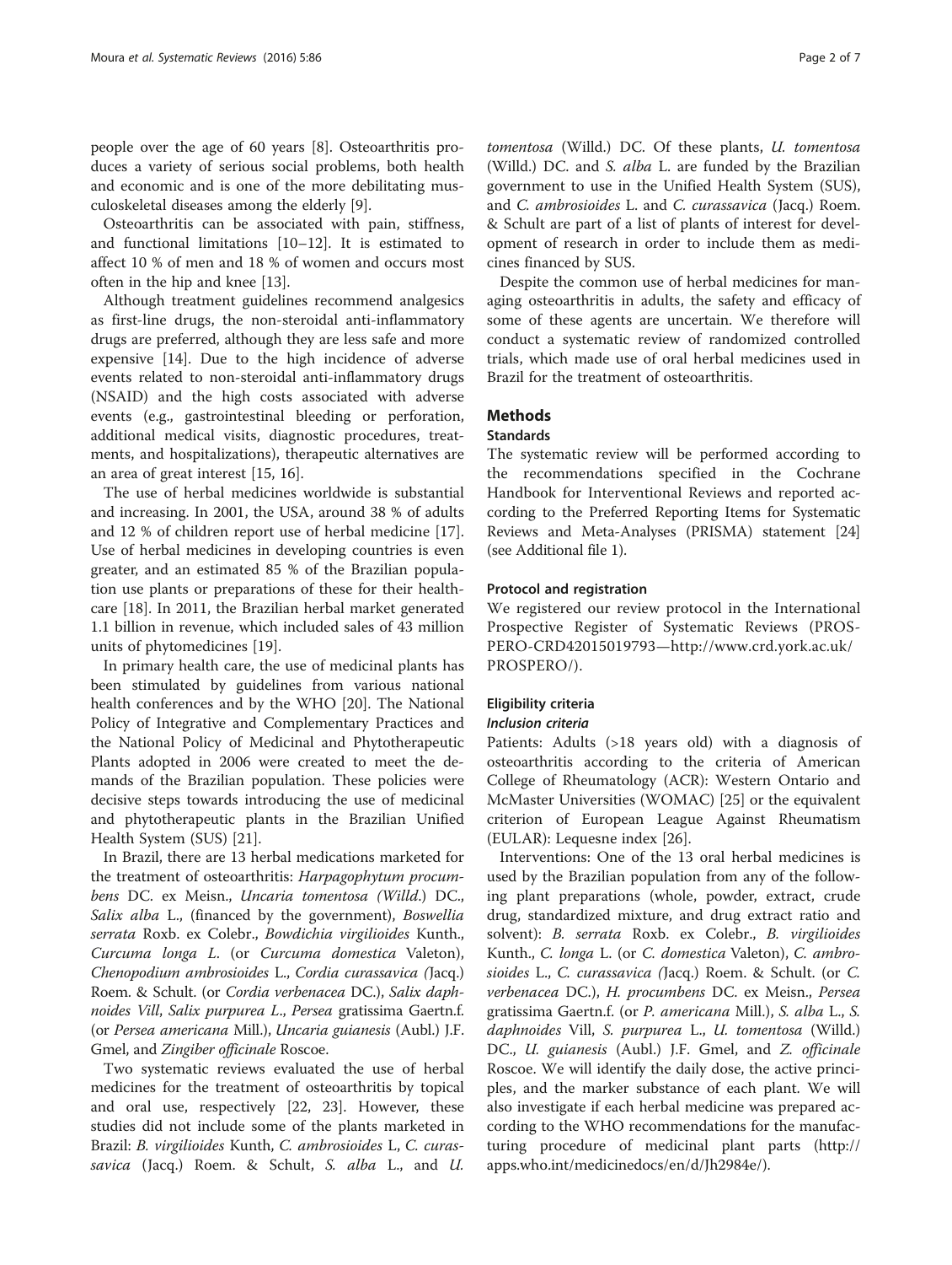people over the age of 60 years [8]. Osteoarthritis produces a variety of serious social problems, both health and economic and is one of the more debilitating musculoskeletal diseases among the elderly [9].

Osteoarthritis can be associated with pain, stiffness, and functional limitations [10–12]. It is estimated to affect 10 % of men and 18 % of women and occurs most often in the hip and knee [13].

Although treatment guidelines recommend analgesics as first-line drugs, the non-steroidal anti-inflammatory drugs are preferred, although they are less safe and more expensive [14]. Due to the high incidence of adverse events related to non-steroidal anti-inflammatory drugs (NSAID) and the high costs associated with adverse events (e.g., gastrointestinal bleeding or perforation, additional medical visits, diagnostic procedures, treatments, and hospitalizations), therapeutic alternatives are an area of great interest [15, 16].

The use of herbal medicines worldwide is substantial and increasing. In 2001, the USA, around 38 % of adults and 12 % of children report use of herbal medicine [17]. Use of herbal medicines in developing countries is even greater, and an estimated 85 % of the Brazilian population use plants or preparations of these for their healthcare [18]. In 2011, the Brazilian herbal market generated 1.1 billion in revenue, which included sales of 43 million units of phytomedicines [19].

In primary health care, the use of medicinal plants has been stimulated by guidelines from various national health conferences and by the WHO [20]. The National Policy of Integrative and Complementary Practices and the National Policy of Medicinal and Phytotherapeutic Plants adopted in 2006 were created to meet the demands of the Brazilian population. These policies were decisive steps towards introducing the use of medicinal and phytotherapeutic plants in the Brazilian Unified Health System (SUS) [21].

In Brazil, there are 13 herbal medications marketed for the treatment of osteoarthritis: *Harpagophytum procumbens* DC. ex Meisn., *Uncaria tomentosa (Willd.)* DC., *Salix alba* L., (financed by the government), *Boswellia serrata* Roxb. ex Colebr., *Bowdichia virgilioides* Kunth., *Curcuma longa L*. (or *Curcuma domestica* Valeton), *Chenopodium ambrosioides* L., *Cordia curassavica (*Jacq.) Roem. & Schult. (or *Cordia verbenacea* DC.), *Salix daphnoides Vill*, *Salix purpurea L*., *Persea* gratissima Gaertn.f. (or *Persea americana* Mill.), *Uncaria guianesis* (Aubl.) J.F. Gmel, and *Zingiber officinale* Roscoe.

Two systematic reviews evaluated the use of herbal medicines for the treatment of osteoarthritis by topical and oral use, respectively [22, 23]. However, these studies did not include some of the plants marketed in Brazil: *B. virgilioides* Kunth, *C. ambrosioides* L, *C. curassavica* (Jacq.) Roem. & Schult, *S. alba* L., and *U. tomentosa* (Willd.) DC. Of these plants, *U. tomentosa* (Willd.) DC. and *S. alba* L. are funded by the Brazilian government to use in the Unified Health System (SUS), and *C. ambrosioides* L. and *C. curassavica* (Jacq.) Roem. & Schult are part of a list of plants of interest for development of research in order to include them as medicines financed by SUS.

Despite the common use of herbal medicines for managing osteoarthritis in adults, the safety and efficacy of some of these agents are uncertain. We therefore will conduct a systematic review of randomized controlled trials, which made use of oral herbal medicines used in Brazil for the treatment of osteoarthritis.

## Methods

### Standards

The systematic review will be performed according to the recommendations specified in the Cochrane Handbook for Interventional Reviews and reported according to the Preferred Reporting Items for Systematic Reviews and Meta-Analyses (PRISMA) statement [24] (see Additional file 1).

### Protocol and registration

We registered our review protocol in the International Prospective Register of Systematic Reviews (PROSPERO-CRD42015019793—http://www.crd.york.ac.uk/PROSPERO/).

### Eligibility criteria

#### *Inclusion criteria*

Patients: Adults (>18 years old) with a diagnosis of osteoarthritis according to the criteria of American College of Rheumatology (ACR): Western Ontario and McMaster Universities (WOMAC) [25] or the equivalent criterion of European League Against Rheumatism (EULAR): Lequesne index [26].

Interventions: One of the 13 oral herbal medicines is used by the Brazilian population from any of the following plant preparations (whole, powder, extract, crude drug, standardized mixture, and drug extract ratio and solvent): *B. serrata* Roxb. ex Colebr., *B. virgilioides* Kunth., *C. longa* L. (or *C. domestica* Valeton), *C. ambrosioides* L., *C. curassavica (*Jacq.) Roem. & Schult. (or *C. verbenacea* DC.), *H. procumbens* DC. ex Meisn., *Persea* gratissima Gaertn.f. (or *P. americana* Mill.), *S. alba* L., *S. daphnoides* Vill, *S. purpurea* L., *U. tomentosa* (Willd.) DC., *U. guianesis* (Aubl.) J.F. Gmel, and *Z. officinale* Roscoe. We will identify the daily dose, the active principles, and the marker substance of each plant. We will also investigate if each herbal medicine was prepared according to the WHO recommendations for the manufacturing procedure of medicinal plant parts (http://apps.who.int/medicinedocs/en/d/Jh2984e/).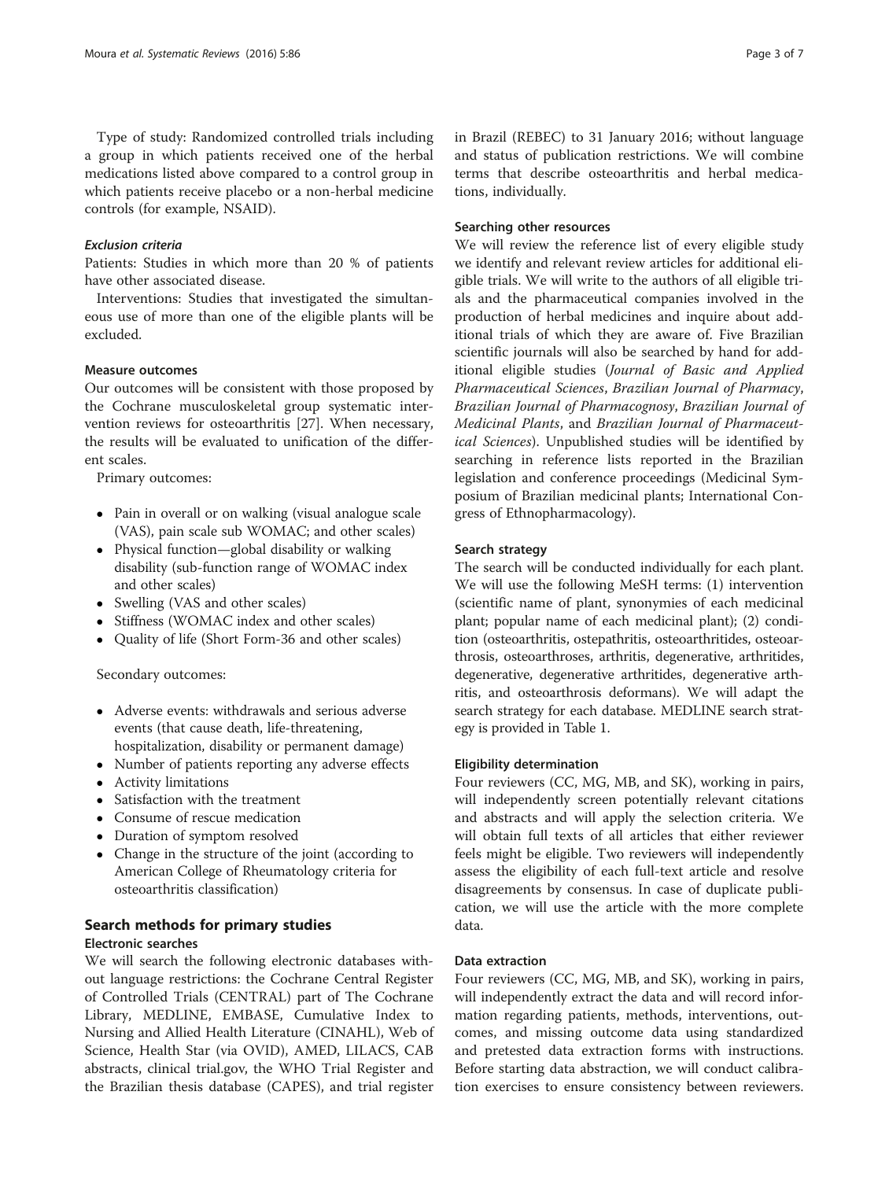Type of study: Randomized controlled trials including a group in which patients received one of the herbal medications listed above compared to a control group in which patients receive placebo or a non-herbal medicine controls (for example, NSAID).

#### *Exclusion criteria*

Patients: Studies in which more than 20 % of patients have other associated disease.

Interventions: Studies that investigated the simultaneous use of more than one of the eligible plants will be excluded.

### Measure outcomes

Our outcomes will be consistent with those proposed by the Cochrane musculoskeletal group systematic intervention reviews for osteoarthritis [27]. When necessary, the results will be evaluated to unification of the different scales.

Primary outcomes:

- Pain in overall or on walking (visual analogue scale (VAS), pain scale sub WOMAC; and other scales)
- Physical function—global disability or walking disability (sub-function range of WOMAC index and other scales)
- Swelling (VAS and other scales)
- Stiffness (WOMAC index and other scales)
- Quality of life (Short Form-36 and other scales)

Secondary outcomes:

- Adverse events: withdrawals and serious adverse events (that cause death, life-threatening, hospitalization, disability or permanent damage)
- Number of patients reporting any adverse effects
- Activity limitations
- Satisfaction with the treatment
- Consume of rescue medication
- Duration of symptom resolved
- Change in the structure of the joint (according to American College of Rheumatology criteria for osteoarthritis classification)

## Search methods for primary studies

### Electronic searches

We will search the following electronic databases without language restrictions: the Cochrane Central Register of Controlled Trials (CENTRAL) part of The Cochrane Library, MEDLINE, EMBASE, Cumulative Index to Nursing and Allied Health Literature (CINAHL), Web of Science, Health Star (via OVID), AMED, LILACS, CAB abstracts, clinical trial.gov, the WHO Trial Register and the Brazilian thesis database (CAPES), and trial register in Brazil (REBEC) to 31 January 2016; without language and status of publication restrictions. We will combine terms that describe osteoarthritis and herbal medications, individually.

### Searching other resources

We will review the reference list of every eligible study we identify and relevant review articles for additional eligible trials. We will write to the authors of all eligible trials and the pharmaceutical companies involved in the production of herbal medicines and inquire about additional trials of which they are aware of. Five Brazilian scientific journals will also be searched by hand for additional eligible studies (*Journal of Basic and Applied Pharmaceutical Sciences*, *Brazilian Journal of Pharmacy*, *Brazilian Journal of Pharmacognosy*, *Brazilian Journal of Medicinal Plants*, and *Brazilian Journal of Pharmaceutical Sciences*). Unpublished studies will be identified by searching in reference lists reported in the Brazilian legislation and conference proceedings (Medicinal Symposium of Brazilian medicinal plants; International Congress of Ethnopharmacology).

### Search strategy

The search will be conducted individually for each plant. We will use the following MeSH terms: (1) intervention (scientific name of plant, synonymies of each medicinal plant; popular name of each medicinal plant); (2) condition (osteoarthritis, ostepathritis, osteoarthritides, osteoarthrosis, osteoarthroses, arthritis, degenerative, arthritides, degenerative, degenerative arthritides, degenerative arthritis, and osteoarthrosis deformans). We will adapt the search strategy for each database. MEDLINE search strategy is provided in Table 1.

### Eligibility determination

Four reviewers (CC, MG, MB, and SK), working in pairs, will independently screen potentially relevant citations and abstracts and will apply the selection criteria. We will obtain full texts of all articles that either reviewer feels might be eligible. Two reviewers will independently assess the eligibility of each full-text article and resolve disagreements by consensus. In case of duplicate publication, we will use the article with the more complete data.

### Data extraction

Four reviewers (CC, MG, MB, and SK), working in pairs, will independently extract the data and will record information regarding patients, methods, interventions, outcomes, and missing outcome data using standardized and pretested data extraction forms with instructions. Before starting data abstraction, we will conduct calibration exercises to ensure consistency between reviewers.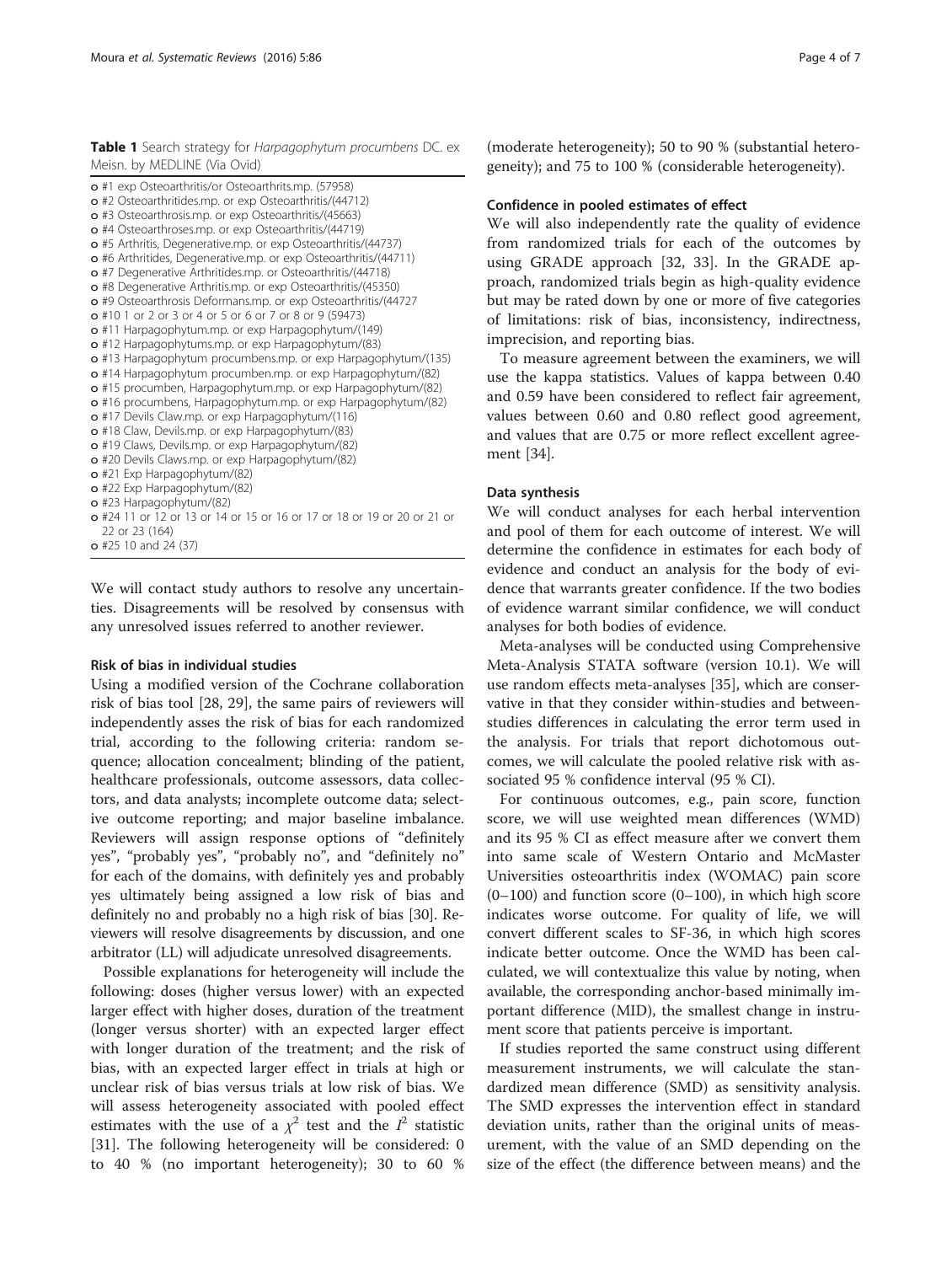**Table 1** Search strategy for *Harpagophytum procumbens* DC. ex Meisn. by MEDLINE (Via Ovid)

- o #1 exp Osteoarthritis/or Osteoarthrits.mp. (57958)
- o #2 Osteoarthritides.mp. or exp Osteoarthritis/(44712)
- o #3 Osteoarthrosis.mp. or exp Osteoarthritis/(45663)
- o #4 Osteoarthroses.mp. or exp Osteoarthritis/(44719)
- o #5 Arthritis, Degenerative.mp. or exp Osteoarthritis/(44737)
- o #6 Arthritides, Degenerative.mp. or exp Osteoarthritis/(44711)
- o #7 Degenerative Arthritides.mp. or Osteoarthritis/(44718)
- o #8 Degenerative Arthritis.mp. or exp Osteoarthritis/(45350)
- o #9 Osteoarthrosis Deformans.mp. or exp Osteoarthritis/(44727
- o #10 1 or 2 or 3 or 4 or 5 or 6 or 7 or 8 or 9 (59473)
- o #11 Harpagophytum.mp. or exp Harpagophytum/(149)
- o #12 Harpagophytums.mp. or exp Harpagophytum/(83)
- o #13 Harpagophytum procumbens.mp. or exp Harpagophytum/(135)
- o #14 Harpagophytum procumben.mp. or exp Harpagophytum/(82)
- o #15 procumben, Harpagophytum.mp. or exp Harpagophytum/(82)
- o #16 procumbens, Harpagophytum.mp. or exp Harpagophytum/(82)
- o #17 Devils Claw.mp. or exp Harpagophytum/(116)
- o #18 Claw, Devils.mp. or exp Harpagophytum/(83)
- o #19 Claws, Devils.mp. or exp Harpagophytum/(82)
- o #20 Devils Claws.mp. or exp Harpagophytum/(82)
- o #21 Exp Harpagophytum/(82)
- o #22 Exp Harpagophytum/(82)
- o #23 Harpagophytum/(82)
- o #24 11 or 12 or 13 or 14 or 15 or 16 or 17 or 18 or 19 or 20 or 21 or 22 or 23 (164)
- o #25 10 and 24 (37)

We will contact study authors to resolve any uncertainties. Disagreements will be resolved by consensus with any unresolved issues referred to another reviewer.

### Risk of bias in individual studies

Using a modified version of the Cochrane collaboration risk of bias tool [28, 29], the same pairs of reviewers will independently asses the risk of bias for each randomized trial, according to the following criteria: random sequence; allocation concealment; blinding of the patient, healthcare professionals, outcome assessors, data collectors, and data analysts; incomplete outcome data; selective outcome reporting; and major baseline imbalance. Reviewers will assign response options of "definitely yes", "probably yes", "probably no", and "definitely no" for each of the domains, with definitely yes and probably yes ultimately being assigned a low risk of bias and definitely no and probably no a high risk of bias [30]. Reviewers will resolve disagreements by discussion, and one arbitrator (LL) will adjudicate unresolved disagreements.

Possible explanations for heterogeneity will include the following: doses (higher versus lower) with an expected larger effect with higher doses, duration of the treatment (longer versus shorter) with an expected larger effect with longer duration of the treatment; and the risk of bias, with an expected larger effect in trials at high or unclear risk of bias versus trials at low risk of bias. We will assess heterogeneity associated with pooled effect estimates with the use of a $\chi^2$ test and the $I^2$ statistic [31]. The following heterogeneity will be considered: 0 to 40 % (no important heterogeneity); 30 to 60 % (moderate heterogeneity); 50 to 90 % (substantial heterogeneity); and 75 to 100 % (considerable heterogeneity).

### Confidence in pooled estimates of effect

We will also independently rate the quality of evidence from randomized trials for each of the outcomes by using GRADE approach [32, 33]. In the GRADE approach, randomized trials begin as high-quality evidence but may be rated down by one or more of five categories of limitations: risk of bias, inconsistency, indirectness, imprecision, and reporting bias.

To measure agreement between the examiners, we will use the kappa statistics. Values of kappa between 0.40 and 0.59 have been considered to reflect fair agreement, values between 0.60 and 0.80 reflect good agreement, and values that are 0.75 or more reflect excellent agreement [34].

### Data synthesis

We will conduct analyses for each herbal intervention and pool of them for each outcome of interest. We will determine the confidence in estimates for each body of evidence and conduct an analysis for the body of evidence that warrants greater confidence. If the two bodies of evidence warrant similar confidence, we will conduct analyses for both bodies of evidence.

Meta-analyses will be conducted using Comprehensive Meta-Analysis STATA software (version 10.1). We will use random effects meta-analyses [35], which are conservative in that they consider within-studies and between-studies differences in calculating the error term used in the analysis. For trials that report dichotomous outcomes, we will calculate the pooled relative risk with associated 95 % confidence interval (95 % CI).

For continuous outcomes, e.g., pain score, function score, we will use weighted mean differences (WMD) and its 95 % CI as effect measure after we convert them into same scale of Western Ontario and McMaster Universities osteoarthritis index (WOMAC) pain score (0–100) and function score (0–100), in which high score indicates worse outcome. For quality of life, we will convert different scales to SF-36, in which high scores indicate better outcome. Once the WMD has been calculated, we will contextualize this value by noting, when available, the corresponding anchor-based minimally important difference (MID), the smallest change in instrument score that patients perceive is important.

If studies reported the same construct using different measurement instruments, we will calculate the standardized mean difference (SMD) as sensitivity analysis. The SMD expresses the intervention effect in standard deviation units, rather than the original units of measurement, with the value of an SMD depending on the size of the effect (the difference between means) and the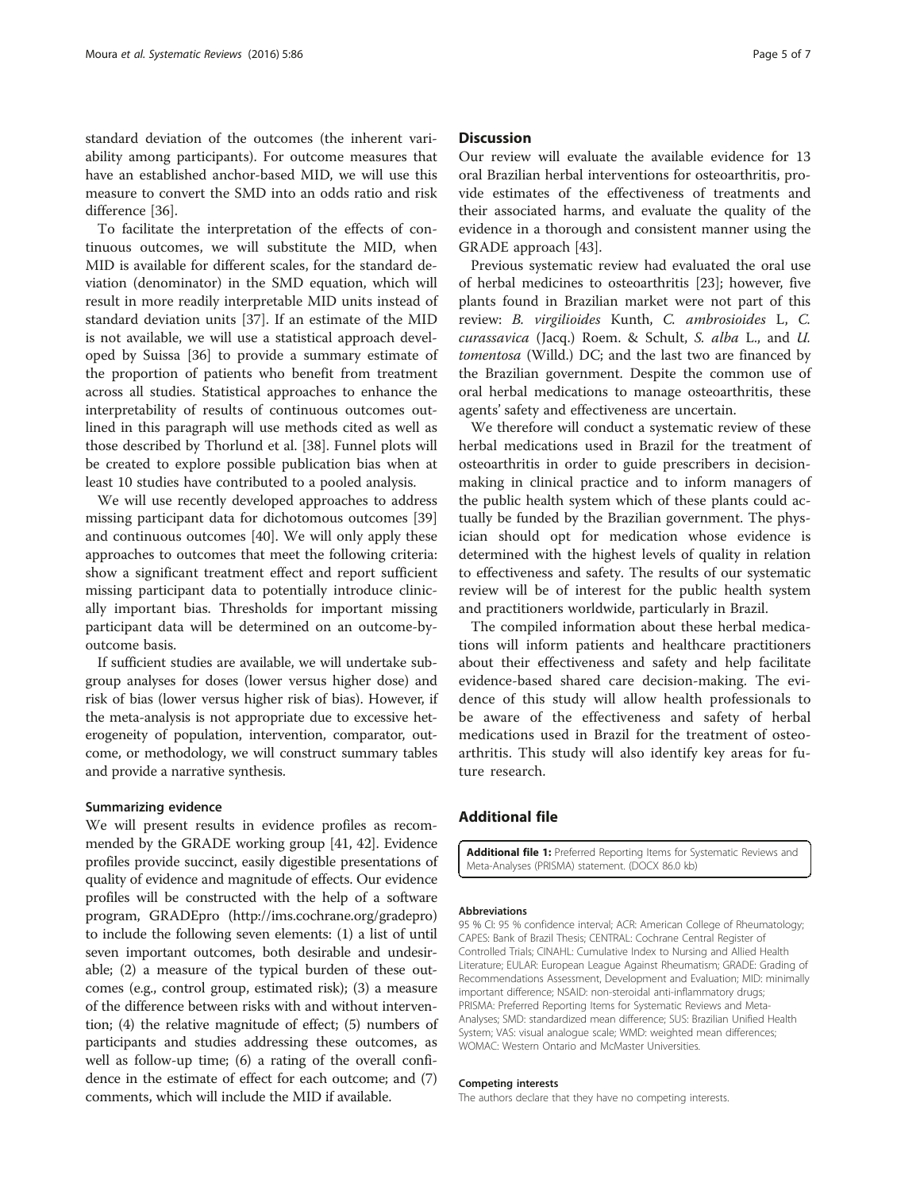standard deviation of the outcomes (the inherent variability among participants). For outcome measures that have an established anchor-based MID, we will use this measure to convert the SMD into an odds ratio and risk difference [36].

To facilitate the interpretation of the effects of continuous outcomes, we will substitute the MID, when MID is available for different scales, for the standard deviation (denominator) in the SMD equation, which will result in more readily interpretable MID units instead of standard deviation units [37]. If an estimate of the MID is not available, we will use a statistical approach developed by Suissa [36] to provide a summary estimate of the proportion of patients who benefit from treatment across all studies. Statistical approaches to enhance the interpretability of results of continuous outcomes outlined in this paragraph will use methods cited as well as those described by Thorlund et al. [38]. Funnel plots will be created to explore possible publication bias when at least 10 studies have contributed to a pooled analysis.

We will use recently developed approaches to address missing participant data for dichotomous outcomes [39] and continuous outcomes [40]. We will only apply these approaches to outcomes that meet the following criteria: show a significant treatment effect and report sufficient missing participant data to potentially introduce clinically important bias. Thresholds for important missing participant data will be determined on an outcome-by-outcome basis.

If sufficient studies are available, we will undertake subgroup analyses for doses (lower versus higher dose) and risk of bias (lower versus higher risk of bias). However, if the meta-analysis is not appropriate due to excessive heterogeneity of population, intervention, comparator, outcome, or methodology, we will construct summary tables and provide a narrative synthesis.

### Summarizing evidence

We will present results in evidence profiles as recommended by the GRADE working group [41, 42]. Evidence profiles provide succinct, easily digestible presentations of quality of evidence and magnitude of effects. Our evidence profiles will be constructed with the help of a software program, GRADEpro (http://ims.cochrane.org/gradepro) to include the following seven elements: (1) a list of until seven important outcomes, both desirable and undesirable; (2) a measure of the typical burden of these outcomes (e.g., control group, estimated risk); (3) a measure of the difference between risks with and without intervention; (4) the relative magnitude of effect; (5) numbers of participants and studies addressing these outcomes, as well as follow-up time; (6) a rating of the overall confidence in the estimate of effect for each outcome; and (7) comments, which will include the MID if available.

## Discussion

Our review will evaluate the available evidence for 13 oral Brazilian herbal interventions for osteoarthritis, provide estimates of the effectiveness of treatments and their associated harms, and evaluate the quality of the evidence in a thorough and consistent manner using the GRADE approach [43].

Previous systematic review had evaluated the oral use of herbal medicines to osteoarthritis [23]; however, five plants found in Brazilian market were not part of this review: *B. virgilioides* Kunth, *C. ambrosioides* L, *C. curassavica* (Jacq.) Roem. & Schult, *S. alba* L., and *U. tomentosa* (Willd.) DC; and the last two are financed by the Brazilian government. Despite the common use of oral herbal medications to manage osteoarthritis, these agents' safety and effectiveness are uncertain.

We therefore will conduct a systematic review of these herbal medications used in Brazil for the treatment of osteoarthritis in order to guide prescribers in decision-making in clinical practice and to inform managers of the public health system which of these plants could actually be funded by the Brazilian government. The physician should opt for medication whose evidence is determined with the highest levels of quality in relation to effectiveness and safety. The results of our systematic review will be of interest for the public health system and practitioners worldwide, particularly in Brazil.

The compiled information about these herbal medications will inform patients and healthcare practitioners about their effectiveness and safety and help facilitate evidence-based shared care decision-making. The evidence of this study will allow health professionals to be aware of the effectiveness and safety of herbal medications used in Brazil for the treatment of osteoarthritis. This study will also identify key areas for future research.

## Additional file

**Additional file 1:** Preferred Reporting Items for Systematic Reviews and Meta-Analyses (PRISMA) statement. (DOCX 86.0 kb)

#### Abbreviations

95 % CI: 95 % confidence interval; ACR: American College of Rheumatology; CAPES: Bank of Brazil Thesis; CENTRAL: Cochrane Central Register of Controlled Trials; CINAHL: Cumulative Index to Nursing and Allied Health Literature; EULAR: European League Against Rheumatism; GRADE: Grading of Recommendations Assessment, Development and Evaluation; MID: minimally important difference; NSAID: non-steroidal anti-inflammatory drugs; PRISMA: Preferred Reporting Items for Systematic Reviews and Meta-Analyses; SMD: standardized mean difference; SUS: Brazilian Unified Health System; VAS: visual analogue scale; WMD: weighted mean differences; WOMAC: Western Ontario and McMaster Universities.

#### Competing interests

The authors declare that they have no competing interests.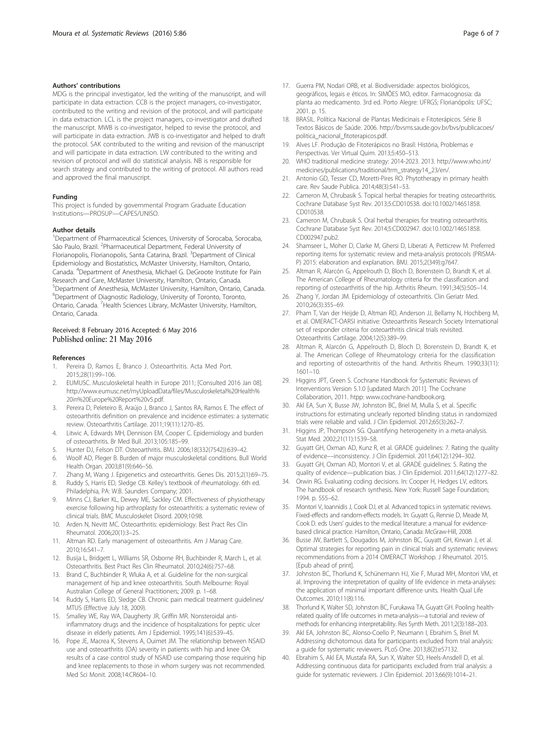### Authors' contributions

MDG is the principal investigator, led the writing of the manuscript, and will participate in data extraction. CCB is the project managers, co-investigator, contributed to the writing and revision of the protocol, and will participate in data extraction. LCL is the project managers, co-investigator and drafted the manuscript. MWB is co-investigator, helped to revise the protocol, and will participate in data extraction. JWB is co-investigator and helped to draft the protocol. SAK contributed to the writing and revision of the manuscript and will participate in data extraction. LW contributed to the writing and revision of protocol and will do statistical analysis. NB is responsible for search strategy and contributed to the writing of protocol. All authors read and approved the final manuscript.

### Funding

This project is funded by governmental Program Graduate Education Institutions—PROSUP—CAPES/UNISO.

### Author details

[1]Department of Pharmaceutical Sciences, University of Sorocaba, Sorocaba, São Paulo, Brazil. [2]Pharmaceutical Department, Federal University of Florianopolis, Florianopolis, Santa Catarina, Brazil. [3]Department of Clinical Epidemiology and Biostatistics, McMaster University, Hamilton, Ontario, Canada. [4]Department of Anesthesia, Michael G. DeGroote Institute for Pain Research and Care, McMaster University, Hamilton, Ontario, Canada. [5]Department of Anesthesia, McMaster University, Hamilton, Ontario, Canada. [6]Department of Diagnostic Radiology, University of Toronto, Toronto, Ontario, Canada. [7]Health Sciences Library, McMaster University, Hamilton, Ontario, Canada.

Received: 8 February 2016 Accepted: 6 May 2016
Published online: 21 May 2016

### References

1. Pereira D, Ramos E, Branco J. Osteoarthritis. Acta Med Port. 2015;28(1):99–106.
2. EUMUSC. Musculoskeletal health in Europe 2011; [Consulted 2016 Jan 08]. http://www.eumusc.net/myUploadData/files/Musculoskeletal%20Health%20in%20Europe%20Report%20v5.pdf.
3. Pereira D, Peleteiro B, Araújo J, Branco J, Santos RA, Ramos E. The effect of osteoarthritis definition on prevalence and incidence estimates: a systematic review. Osteoarthritis Cartilage. 2011;19(11):1270–85.
4. Litwic A, Edwards MH, Dennison EM, Cooper C. Epidemiology and burden of osteoarthritis. Br Med Bull. 2013;105:185–99.
5. Hunter DJ, Felson DT. Osteoarthritis. BMJ. 2006;18(332(7542)):639–42.
6. Woolf AD, Pleger B. Burden of major musculoskeletal conditions. Bull World Health Organ. 2003;81(9):646–56.
7. Zhang M, Wang J. Epigenetics and osteoarthritis. Genes Dis. 2015;2(1):69–75.
8. Ruddy S, Harris ED, Sledge CB. Kelley's textbook of rheumatology. 6th ed. Philadelphia, PA: W.B. Saunders Company; 2001.
9. Minns CJ, Barker KL, Dewey ME, Sackley CM. Effectiveness of physiotherapy exercise following hip arthroplasty for osteoarthritis: a systematic review of clinical trials. BMC Musculoskelet Disord. 2009;10:98.
10. Arden N, Nevitt MC. Osteoarthritis: epidemiology. Best Pract Res Clin Rheumatol. 2006;20(1):3–25.
11. Altman RD. Early management of osteoarthritis. Am J Manag Care. 2010;16:S41–7.
12. Busija L, Bridgett L, Williams SR, Osborne RH, Buchbinder R, March L, et al. Osteoarthritis. Best Pract Res Clin Rheumatol. 2010;24(6):757–68.
13. Brand C, Buchbinder R, Wluka A, et al. Guideline for the non-surgical management of hip and knee osteoarthritis. South Melbourne: Royal Australian College of General Practitioners; 2009. p. 1–68.
14. Ruddy S, Harris ED, Sledge CB. Chronic pain medical treatment guidelines/ MTUS (Effective July 18, 2009).
15. Smalley WE, Ray WA, Daugherty JR, Griffin MR. Nonsteroidal anti-inflammatory drugs and the incidence of hospitalizations for peptic ulcer disease in elderly patients. Am J Epidemiol. 1995;141(6):539–45.
16. Pope JE, Macrea K, Stevens A, Ouimet JM. The relationship between NSAID use and osteoarthritis (OA) severity in patients with hip and knee OA: results of a case control study of NSAID use comparing those requiring hip and knee replacements to those in whom surgery was not recommended. Med Sci Monit. 2008;14:CR604–10.
17. Guerra PM, Nodari ORB, et al. Biodiversidade: aspectos biológicos, geográficos, legais e éticos. In: SIMÕES MO, editor. Farmacognosia: da planta ao medicamento. 3rd ed. Porto Alegre: UFRGS; Florianópolis: UFSC; 2001. p. 15.
18. BRASIL. Política Nacional de Plantas Medicinais e Fitoterápicos. Série B Textos Básicos de Saúde. 2006. http://bvsms.saude.gov.br/bvs/publicacoes/politica_nacional_fitoterapicos.pdf.
19. Alves LF. Produção de Fitoterápicos no Brasil: História, Problemas e Perspectivas. Ver Virtual Quim. 2013;5:450–513.
20. WHO traditional medicine strategy: 2014-2023. 2013. http://www.who.int/medicines/publications/traditional/trm_strategy14_23/en/.
21. Antonio GD, Tesser CD, Moretti-Pires RO. Phytotherapy in primary health care. Rev Saude Publica. 2014;48(3):541–53.
22. Cameron M, Chrubasik S. Topical herbal therapies for treating osteoarthritis. Cochrane Database Syst Rev. 2013;5:CD010538. doi:10.1002/14651858.CD010538.
23. Cameron M, Chrubasik S. Oral herbal therapies for treating osteoarthritis. Cochrane Database Syst Rev. 2014;5:CD002947. doi:10.1002/14651858.CD002947.pub2.
24. Shamseer L, Moher D, Clarke M, Ghersi D, Liberati A, Petticrew M. Preferred reporting items for systematic review and meta-analysis protocols (PRISMA-P) 2015: elaboration and explanation. BMJ. 2015;2(349):g7647.
25. Altman R, Alarcón G, Appelrouth D, Bloch D, Borenstein D, Brandt K, et al. The American College of Rheumatology criteria for the classification and reporting of osteoarthritis of the hip. Arthritis Rheum. 1991;34(5):505–14.
26. Zhang Y, Jordan JM. Epidemiology of osteoarthritis. Clin Geriatr Med. 2010;26(3):355–69.
27. Pham T, Van der Heijde D, Altman RD, Anderson JJ, Bellamy N, Hochberg M, et al. OMERACT-OARSI initiative: Osteoarthritis Research Society International set of responder criteria for osteoarthritis clinical trials revisited. Osteoarthritis Cartilage. 2004;12(5):389–99.
28. Altman R, Alarcón G, Appelrouth D, Bloch D, Borenstein D, Brandt K, et al. The American College of Rheumatology criteria for the classification and reporting of osteoarthritis of the hand. Arthritis Rheum. 1990;33(11):1601–10.
29. Higgins JPT, Green S. Cochrane Handbook for Systematic Reviews of Interventions Version 5.1.0 [updated March 2011]. The Cochrane Collaboration, 2011. htpp: www.cochrane-handbook.org.
30. Akl EA, Sun X, Busse JW, Johnston BC, Briel M, Mulla S, et al. Specific instructions for estimating unclearly reported blinding status in randomized trials were reliable and valid. J Clin Epidemiol. 2012;65(3):262–7.
31. Higgins JP, Thompson SG. Quantifying heterogeneity in a meta-analysis. Stat Med. 2002;21(11):1539–58.
32. Guyatt GH, Oxman AD, Kunz R, et al. GRADE guidelines: 7. Rating the quality of evidence—inconsistency. J Clin Epidemiol. 2011;64(12):1294–302.
33. Guyatt GH, Oxman AD, Montori V, et al. GRADE guidelines: 5. Rating the quality of evidence—publication bias. J Clin Epidemiol. 2011;64(12):1277–82.
34. Orwin RG. Evaluating coding decisions. In: Cooper H, Hedges LV, editors. The handbook of research synthesis. New York: Russell Sage Foundation; 1994. p. 555–62.
35. Montori V, Ioannidis J, Cook DJ, et al. Advanced topics in systematic reviews. Fixed-effects and random-effects models. In: Guyatt G, Rennie D, Meade M, Cook D. eds Users' guides to the medical literature: a manual for evidence-based clinical practice. Hamilton, Ontario, Canada: McGraw-Hill, 2008.
36. Busse JW, Bartlett S, Dougados M, Johnston BC, Guyatt GH, Kirwan J, et al. Optimal strategies for reporting pain in clinical trials and systematic reviews: recommendations from a 2014 OMERACT Workshop. J Rheumatol. 2015. [Epub ahead of print].
37. Johnston BC, Thorlund K, Schünemann HJ, Xie F, Murad MH, Montori VM, et al. Improving the interpretation of quality of life evidence in meta-analyses: the application of minimal important difference units. Health Qual Life Outcomes. 2010;11(8):116.
38. Thorlund K, Walter SD, Johnston BC, Furukawa TA, Guyatt GH. Pooling health-related quality of life outcomes in meta-analysis—a tutorial and review of methods for enhancing interpretability. Res Synth Meth. 2011;2(3):188–203.
39. Akl EA, Johnston BC, Alonso-Coello P, Neumann I, Ebrahim S, Briel M. Addressing dichotomous data for participants excluded from trial analysis: a guide for systematic reviewers. PLoS One. 2013;8(2):e57132.
40. Ebrahim S, Akl EA, Mustafa RA, Sun X, Walter SD, Heels-Ansdell D, et al. Addressing continuous data for participants excluded from trial analysis: a guide for systematic reviewers. J Clin Epidemiol. 2013;66(9):1014–21.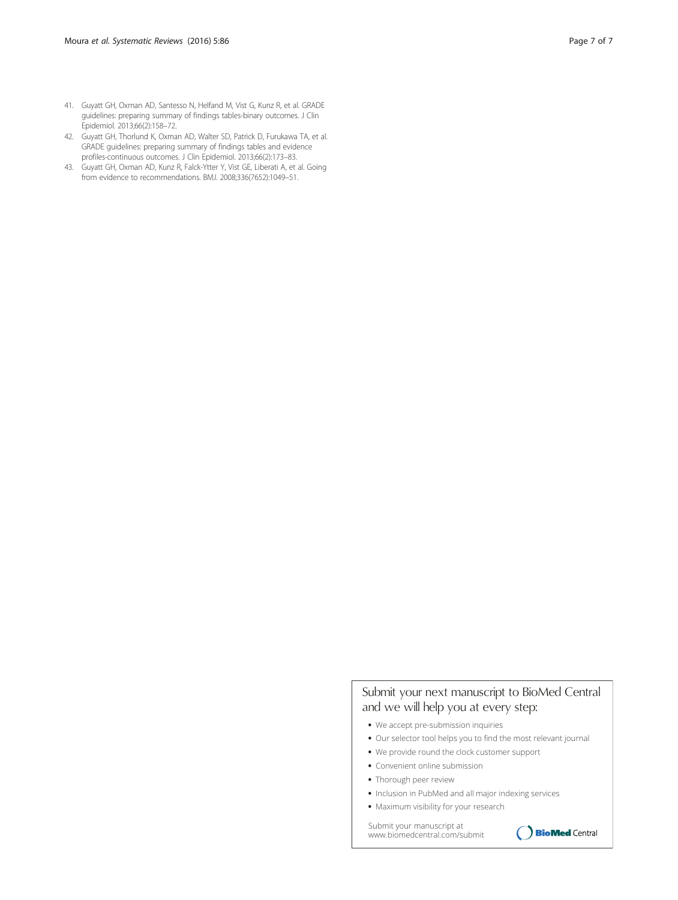41. Guyatt GH, Oxman AD, Santesso N, Helfand M, Vist G, Kunz R, et al. GRADE guidelines: preparing summary of findings tables-binary outcomes. J Clin Epidemiol. 2013;66(2):158–72.
42. Guyatt GH, Thorlund K, Oxman AD, Walter SD, Patrick D, Furukawa TA, et al. GRADE guidelines: preparing summary of findings tables and evidence profiles-continuous outcomes. J Clin Epidemiol. 2013;66(2):173–83.
43. Guyatt GH, Oxman AD, Kunz R, Falck-Ytter Y, Vist GE, Liberati A, et al. Going from evidence to recommendations. BMJ. 2008;336(7652):1049–51.

Submit your next manuscript to BioMed Central and we will help you at every step:

- We accept pre-submission inquiries
- Our selector tool helps you to find the most relevant journal
- We provide round the clock customer support
- Convenient online submission
- Thorough peer review
- Inclusion in PubMed and all major indexing services
- Maximum visibility for your research

Submit your manuscript at
www.biomedcentral.com/submit

BioMed Central